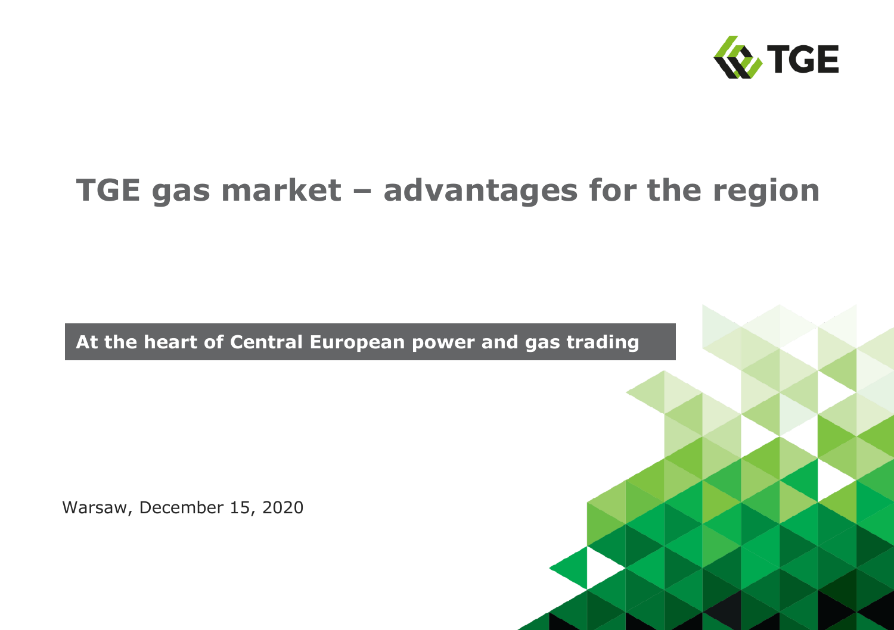TGE

# TGE gas market – advantages for the region

**At the heart of Central European power and gas trading**

Warsaw, December 15, 2020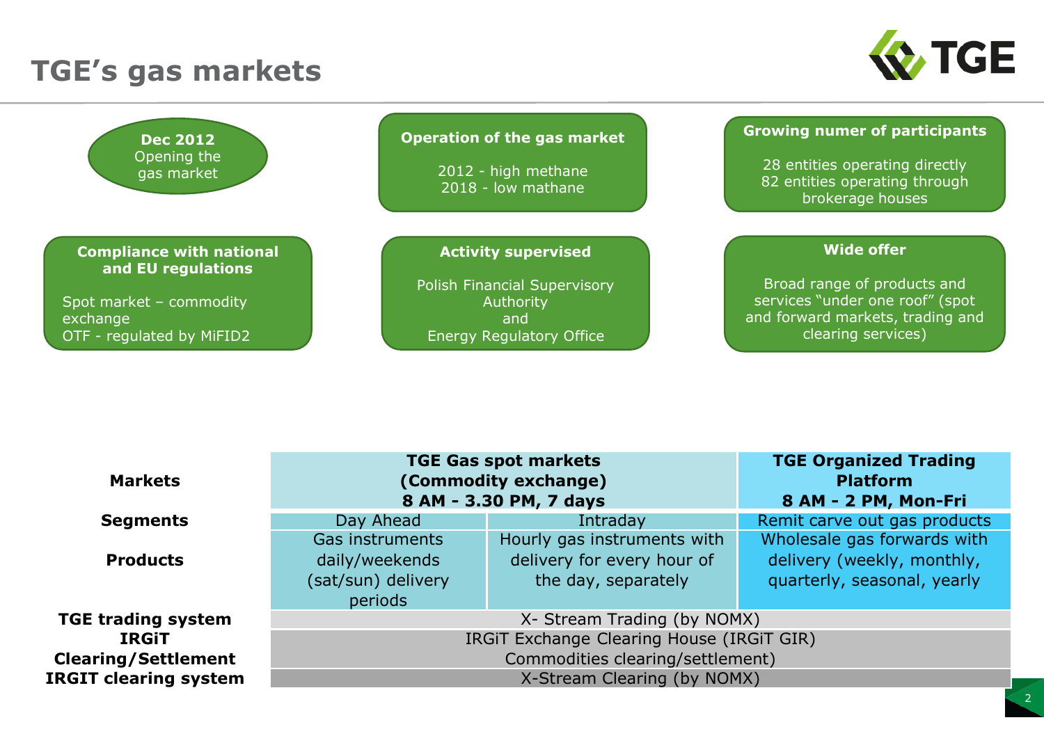# TGE's gas markets

**Dec 2012**
Opening the gas market

**Operation of the gas market**

2012 - high methane
2018 - low mathane

**Growing numer of participants**

28 entities operating directly
82 entities operating through brokerage houses

**Compliance with national and EU regulations**

Spot market – commodity exchange
OTF - regulated by MiFID2

**Activity supervised**

Polish Financial Supervisory Authority
and
Energy Regulatory Office

**Wide offer**

Broad range of products and services "under one roof" (spot and forward markets, trading and clearing services)

| | | | |
|---|---|---|---|
| **Markets** | **TGE Gas spot markets (Commodity exchange) 8 AM - 3.30 PM, 7 days** | | **TGE Organized Trading Platform 8 AM - 2 PM, Mon-Fri** |
| **Segments** | Day Ahead | Intraday | Remit carve out gas products |
| **Products** | Gas instruments daily/weekends (sat/sun) delivery periods | Hourly gas instruments with delivery for every hour of the day, separately | Wholesale gas forwards with delivery (weekly, monthly, quarterly, seasonal, yearly |
| **TGE trading system** | X- Stream Trading (by NOMX) | | |
| **IRGiT Clearing/Settlement** | IRGiT Exchange Clearing House (IRGiT GIR) Commodities clearing/settlement) | | |
| **IRGIT clearing system** | X-Stream Clearing (by NOMX) | | |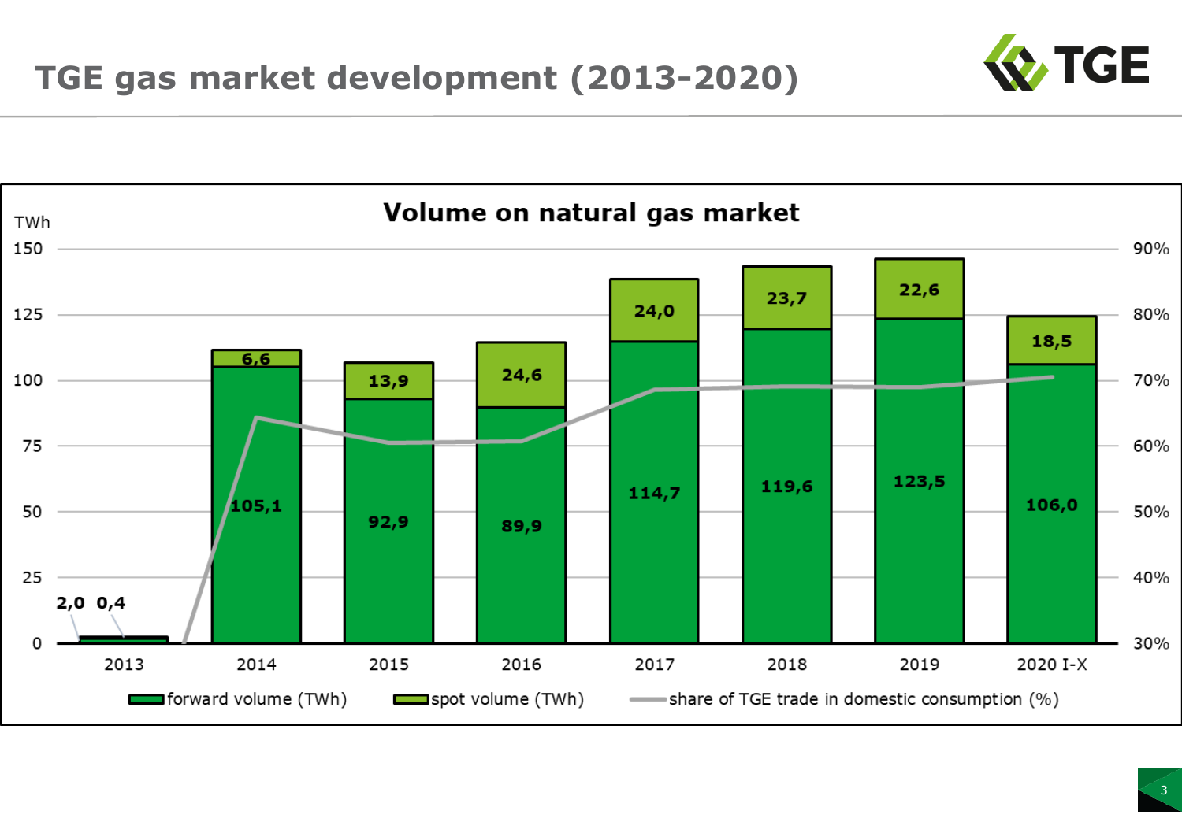# TGE gas market development (2013-2020)

Volume on natural gas market

TWh

150
125
100
75
50
25
0

90%
80%
70%
60%
50%
40%
30%

2,0 0,4

105,1 6,6

92,9 13,9

89,9 24,6

114,7 24,0

119,6 23,7

123,5 22,6

106,0 18,5

2013 2014 2015 2016 2017 2018 2019 2020 I-X

forward volume (TWh)
spot volume (TWh)
share of TGE trade in domestic consumption (%)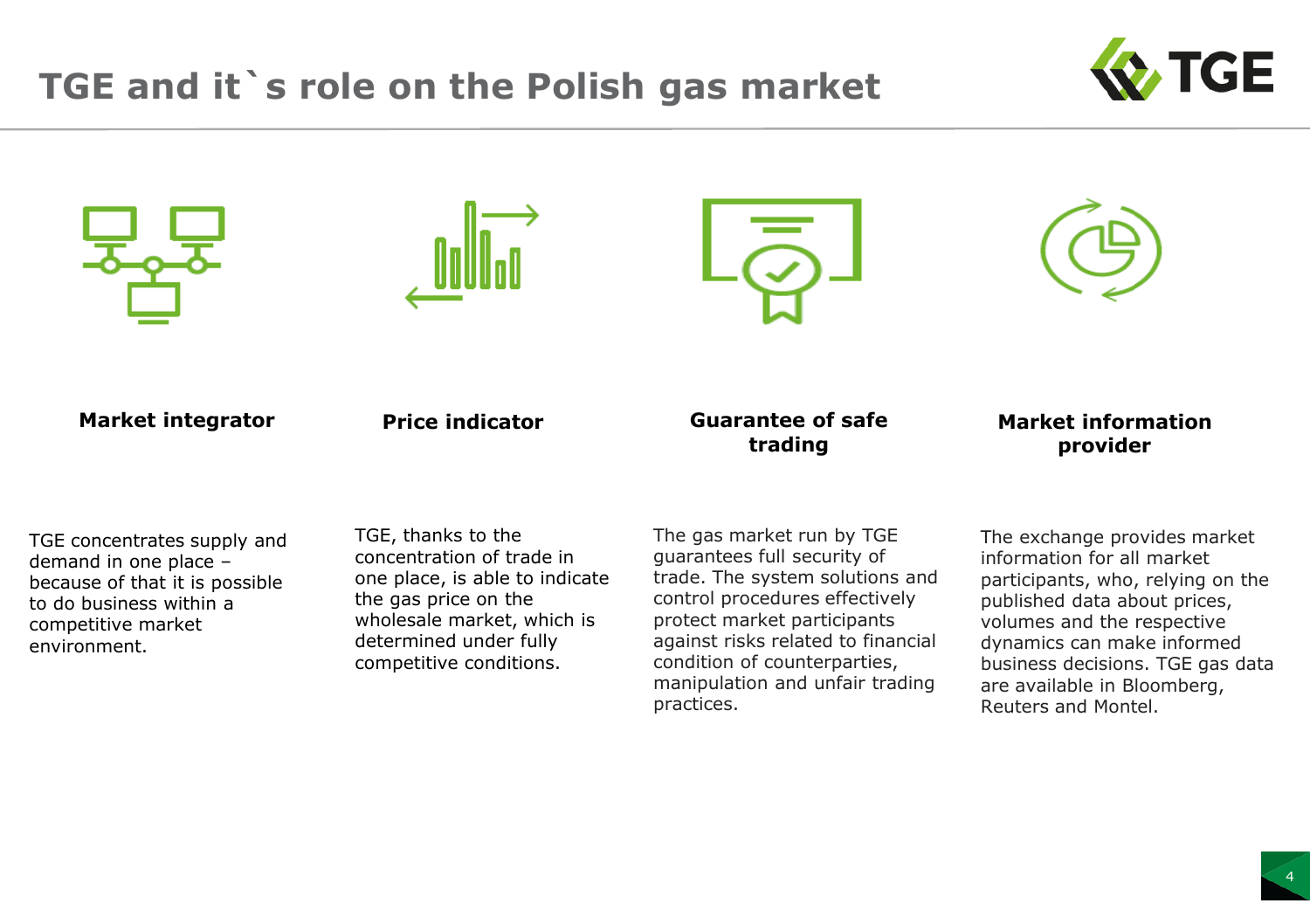# TGE and it`s role on the Polish gas market

**Market integrator**

TGE concentrates supply and demand in one place – because of that it is possible to do business within a competitive market environment.

**Price indicator**

TGE, thanks to the concentration of trade in one place, is able to indicate the gas price on the wholesale market, which is determined under fully competitive conditions.

**Guarantee of safe trading**

The gas market run by TGE guarantees full security of trade. The system solutions and control procedures effectively protect market participants against risks related to financial condition of counterparties, manipulation and unfair trading practices.

**Market information provider**

The exchange provides market information for all market participants, who, relying on the published data about prices, volumes and the respective dynamics can make informed business decisions. TGE gas data are available in Bloomberg, Reuters and Montel.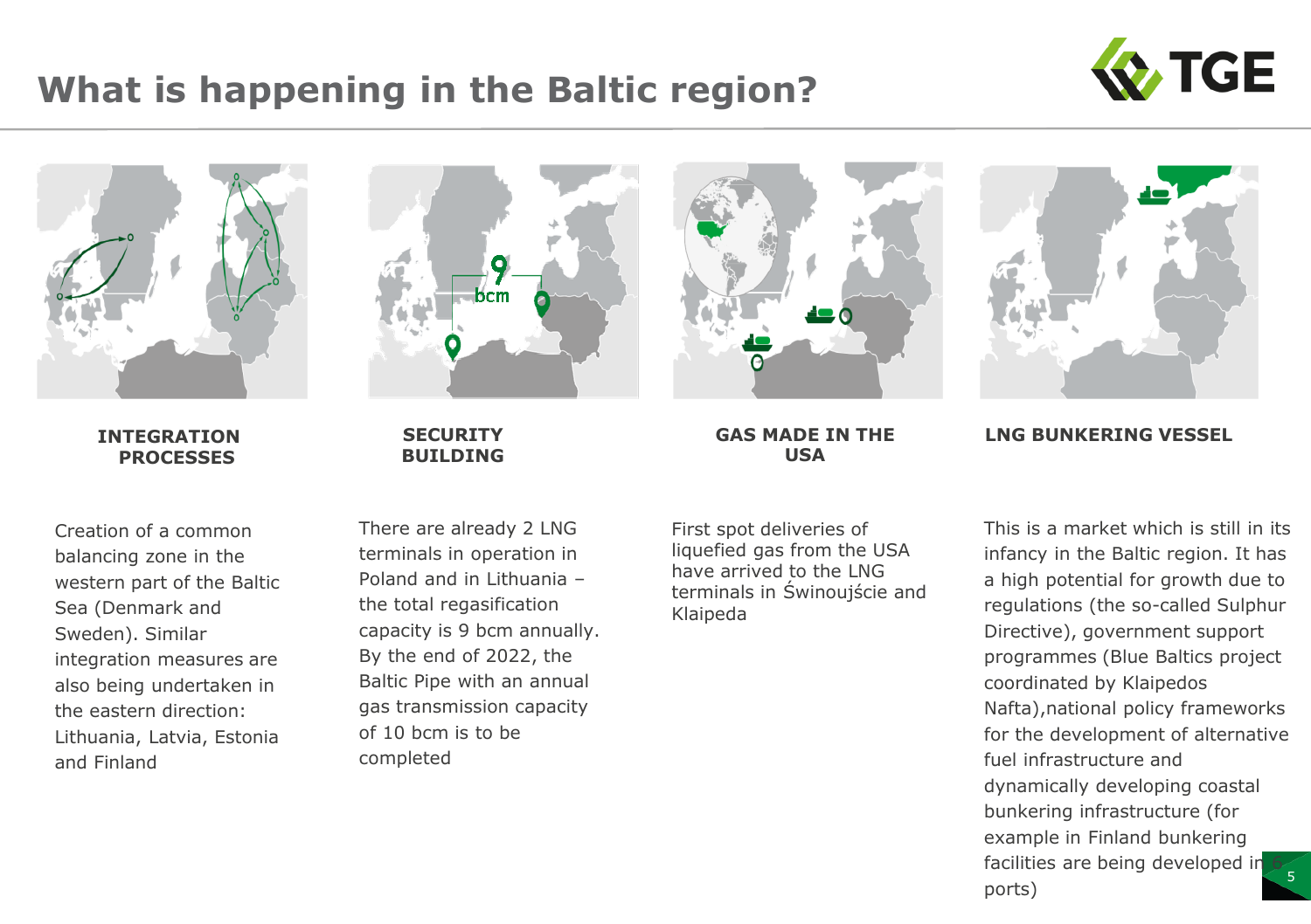# What is happening in the Baltic region?

9
bcm

### INTEGRATION PROCESSES

Creation of a common balancing zone in the western part of the Baltic Sea (Denmark and Sweden). Similar integration measures are also being undertaken in the eastern direction: Lithuania, Latvia, Estonia and Finland

### SECURITY BUILDING

There are already 2 LNG terminals in operation in Poland and in Lithuania – the total regasification capacity is 9 bcm annually. By the end of 2022, the Baltic Pipe with an annual gas transmission capacity of 10 bcm is to be completed

### GAS MADE IN THE USA

First spot deliveries of liquefied gas from the USA have arrived to the LNG terminals in Świnoujście and Klaipeda

### LNG BUNKERING VESSEL

This is a market which is still in its infancy in the Baltic region. It has a high potential for growth due to regulations (the so-called Sulphur Directive), government support programmes (Blue Baltics project coordinated by Klaipedos Nafta),national policy frameworks for the development of alternative fuel infrastructure and dynamically developing coastal bunkering infrastructure (for example in Finland bunkering facilities are being developed in 6 ports)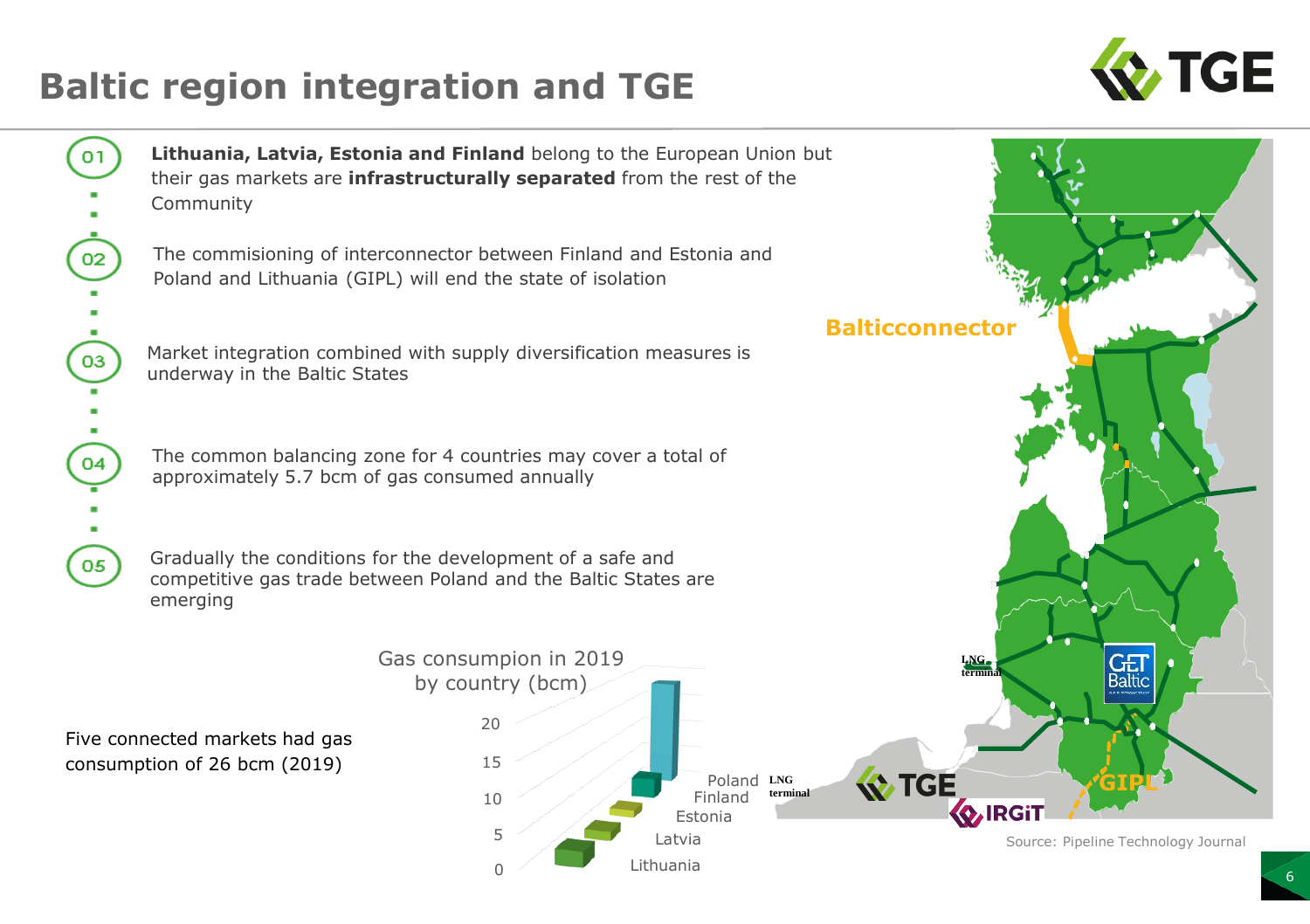# Baltic region integration and TGE

01 **Lithuania, Latvia, Estonia and Finland** belong to the European Union but their gas markets are **infrastructurally separated** from the rest of the Community

02 The commisioning of interconnector between Finland and Estonia and Poland and Lithuania (GIPL) will end the state of isolation

03 Market integration combined with supply diversification measures is underway in the Baltic States

04 The common balancing zone for 4 countries may cover a total of approximately 5.7 bcm of gas consumed annually

05 Gradually the conditions for the development of a safe and competitive gas trade between Poland and the Baltic States are emerging

Five connected markets had gas consumption of 26 bcm (2019)

Gas consumpion in 2019
by country (bcm)

20
15
10
5
0

Poland
Finland
Estonia
Latvia
Lithuania

Balticconnector

LNG terminal

LNG terminal

GIPL

Source: Pipeline Technology Journal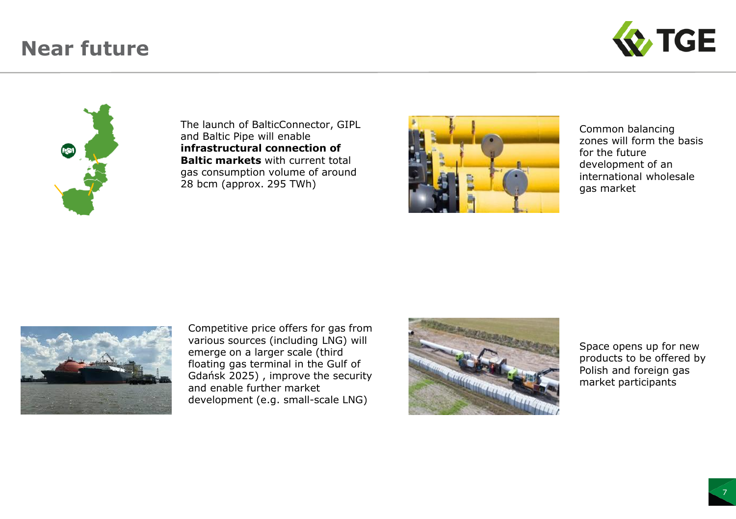# Near future

The launch of BalticConnector, GIPL and Baltic Pipe will enable **infrastructural connection of Baltic markets** with current total gas consumption volume of around 28 bcm (approx. 295 TWh)

Common balancing zones will form the basis for the future development of an international wholesale gas market

Competitive price offers for gas from various sources (including LNG) will emerge on a larger scale (third floating gas terminal in the Gulf of Gdańsk 2025) , improve the security and enable further market development (e.g. small-scale LNG)

Space opens up for new products to be offered by Polish and foreign gas market participants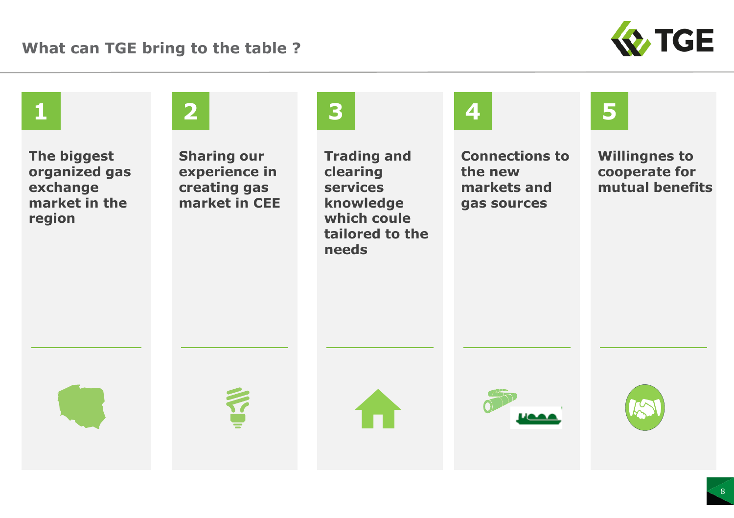## What can TGE bring to the table ?

**1**

**The biggest organized gas exchange market in the region**

**2**

**Sharing our experience in creating gas market in CEE**

**3**

**Trading and clearing services knowledge which coule tailored to the needs**

**4**

**Connections to the new markets and gas sources**

**5**

**Willingnes to cooperate for mutual benefits**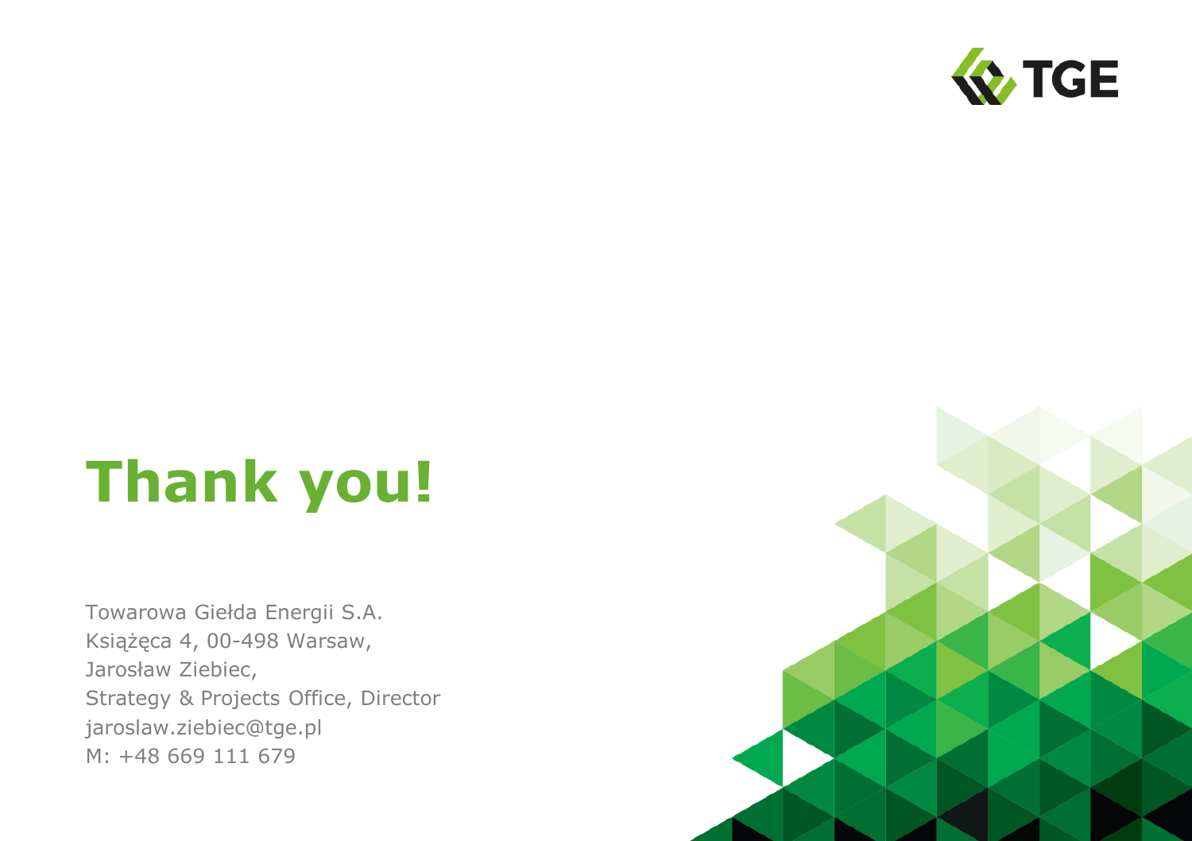# Thank you!

Towarowa Giełda Energii S.A.
Książęca 4, 00-498 Warsaw,
Jarosław Ziebiec,
Strategy & Projects Office, Director
jaroslaw.ziebiec@tge.pl
M: +48 669 111 679